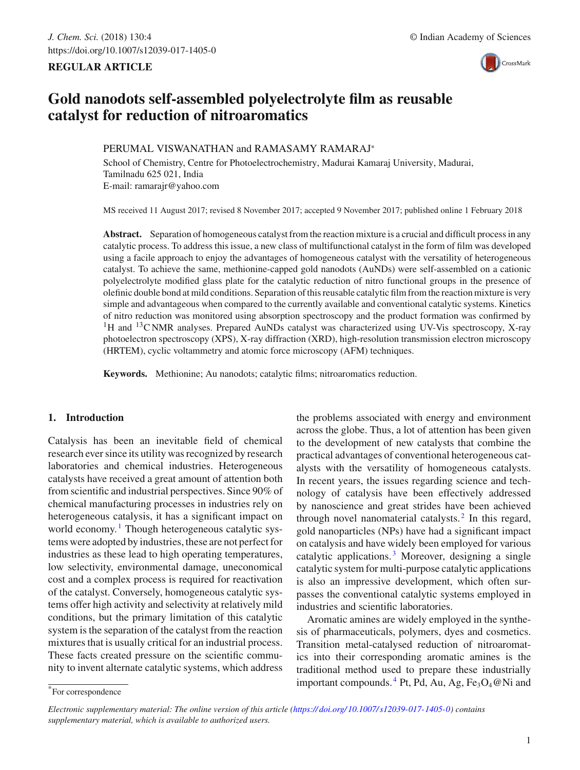REGULAR ARTICLE

# Gold nanodots self-assembled polyelectrolyte film as reusable catalyst for reduction of nitroaromatics

PERUMAL VISWANATHAN and RAMASAMY RAMARAJ*

School of Chemistry, Centre for Photoelectrochemistry, Madurai Kamaraj University, Madurai, Tamilnadu 625 021, India
E-mail: ramarajr@yahoo.com

MS received 11 August 2017; revised 8 November 2017; accepted 9 November 2017; published online 1 February 2018

**Abstract.** Separation of homogeneous catalyst from the reaction mixture is a crucial and difficult process in any catalytic process. To address this issue, a new class of multifunctional catalyst in the form of film was developed using a facile approach to enjoy the advantages of homogeneous catalyst with the versatility of heterogeneous catalyst. To achieve the same, methionine-capped gold nanodots (AuNDs) were self-assembled on a cationic polyelectrolyte modified glass plate for the catalytic reduction of nitro functional groups in the presence of olefinic double bond at mild conditions. Separation of this reusable catalytic film from the reaction mixture is very simple and advantageous when compared to the currently available and conventional catalytic systems. Kinetics of nitro reduction was monitored using absorption spectroscopy and the product formation was confirmed by $^{1}H$ and $^{13}C$ NMR analyses. Prepared AuNDs catalyst was characterized using UV-Vis spectroscopy, X-ray photoelectron spectroscopy (XPS), X-ray diffraction (XRD), high-resolution transmission electron microscopy (HRTEM), cyclic voltammetry and atomic force microscopy (AFM) techniques.

**Keywords.** Methionine; Au nanodots; catalytic films; nitroaromatics reduction.

## 1. Introduction

Catalysis has been an inevitable field of chemical research ever since its utility was recognized by research laboratories and chemical industries. Heterogeneous catalysts have received a great amount of attention both from scientific and industrial perspectives. Since 90% of chemical manufacturing processes in industries rely on heterogeneous catalysis, it has a significant impact on world economy.[1] Though heterogeneous catalytic systems were adopted by industries, these are not perfect for industries as these lead to high operating temperatures, low selectivity, environmental damage, uneconomical cost and a complex process is required for reactivation of the catalyst. Conversely, homogeneous catalytic systems offer high activity and selectivity at relatively mild conditions, but the primary limitation of this catalytic system is the separation of the catalyst from the reaction mixtures that is usually critical for an industrial process. These facts created pressure on the scientific community to invent alternate catalytic systems, which address the problems associated with energy and environment across the globe. Thus, a lot of attention has been given to the development of new catalysts that combine the practical advantages of conventional heterogeneous catalysts with the versatility of homogeneous catalysts. In recent years, the issues regarding science and technology of catalysis have been effectively addressed by nanoscience and great strides have been achieved through novel nanomaterial catalysts.[2] In this regard, gold nanoparticles (NPs) have had a significant impact on catalysis and have widely been employed for various catalytic applications.[3] Moreover, designing a single catalytic system for multi-purpose catalytic applications is also an impressive development, which often surpasses the conventional catalytic systems employed in industries and scientific laboratories.

Aromatic amines are widely employed in the synthesis of pharmaceuticals, polymers, dyes and cosmetics. Transition metal-catalysed reduction of nitroaromatics into their corresponding aromatic amines is the traditional method used to prepare these industrially important compounds.[4] Pt, Pd, Au, Ag, $Fe_3O_4$@Ni and

*For correspondence

*Electronic supplementary material: The online version of this article (https://doi.org/10.1007/s12039-017-1405-0) contains supplementary material, which is available to authorized users.*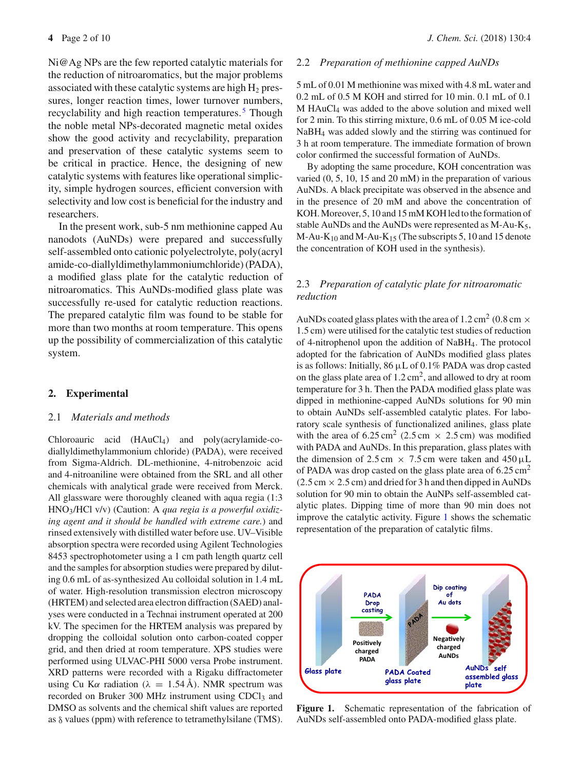Ni@Ag NPs are the few reported catalytic materials for the reduction of nitroaromatics, but the major problems associated with these catalytic systems are high $H_2$ pressures, longer reaction times, lower turnover numbers, recyclability and high reaction temperatures.[5] Though the noble metal NPs-decorated magnetic metal oxides show the good activity and recyclability, preparation and preservation of these catalytic systems seem to be critical in practice. Hence, the designing of new catalytic systems with features like operational simplicity, simple hydrogen sources, efficient conversion with selectivity and low cost is beneficial for the industry and researchers.

In the present work, sub-5 nm methionine capped Au nanodots (AuNDs) were prepared and successfully self-assembled onto cationic polyelectrolyte, poly(acryl amide-co-diallyldimethylammoniumchloride) (PADA), a modified glass plate for the catalytic reduction of nitroaromatics. This AuNDs-modified glass plate was successfully re-used for catalytic reduction reactions. The prepared catalytic film was found to be stable for more than two months at room temperature. This opens up the possibility of commercialization of this catalytic system.

## 2. Experimental

### 2.1 *Materials and methods*

Chloroauric acid ($HAuCl_4$) and poly(acrylamide-co-diallyldimethylammonium chloride) (PADA), were received from Sigma-Aldrich. DL-methionine, 4-nitrobenzoic acid and 4-nitroaniline were obtained from the SRL and all other chemicals with analytical grade were received from Merck. All glassware were thoroughly cleaned with aqua regia (1:3 $HNO_3$/HCl v/v) (Caution: A *qua regia is a powerful oxidizing agent and it should be handled with extreme care.*) and rinsed extensively with distilled water before use. UV–Visible absorption spectra were recorded using Agilent Technologies 8453 spectrophotometer using a 1 cm path length quartz cell and the samples for absorption studies were prepared by diluting 0.6 mL of as-synthesized Au colloidal solution in 1.4 mL of water. High-resolution transmission electron microscopy (HRTEM) and selected area electron diffraction (SAED) analyses were conducted in a Technai instrument operated at 200 kV. The specimen for the HRTEM analysis was prepared by dropping the colloidal solution onto carbon-coated copper grid, and then dried at room temperature. XPS studies were performed using ULVAC-PHI 5000 versa Probe instrument. XRD patterns were recorded with a Rigaku diffractometer using Cu K$\alpha$ radiation ($\lambda$ = 1.54 Å). NMR spectrum was recorded on Bruker 300 MHz instrument using $CDCl_3$ and DMSO as solvents and the chemical shift values are reported as $\delta$ values (ppm) with reference to tetramethylsilane (TMS).

### 2.2 *Preparation of methionine capped AuNDs*

5 mL of 0.01 M methionine was mixed with 4.8 mL water and 0.2 mL of 0.5 M KOH and stirred for 10 min. 0.1 mL of 0.1 M $HAuCl_4$ was added to the above solution and mixed well for 2 min. To this stirring mixture, 0.6 mL of 0.05 M ice-cold $NaBH_4$ was added slowly and the stirring was continued for 3 h at room temperature. The immediate formation of brown color confirmed the successful formation of AuNDs.

By adopting the same procedure, KOH concentration was varied (0, 5, 10, 15 and 20 mM) in the preparation of various AuNDs. A black precipitate was observed in the absence and in the presence of 20 mM and above the concentration of KOH. Moreover, 5, 10 and 15 mM KOH led to the formation of stable AuNDs and the AuNDs were represented as M-Au-$K_5$, M-Au-$K_{10}$ and M-Au-$K_{15}$ (The subscripts 5, 10 and 15 denote the concentration of KOH used in the synthesis).

### 2.3 *Preparation of catalytic plate for nitroaromatic reduction*

AuNDs coated glass plates with the area of 1.2 $cm^2$ (0.8 cm × 1.5 cm) were utilised for the catalytic test studies of reduction of 4-nitrophenol upon the addition of $NaBH_4$. The protocol adopted for the fabrication of AuNDs modified glass plates is as follows: Initially, 86 μL of 0.1% PADA was drop casted on the glass plate area of 1.2 $cm^2$, and allowed to dry at room temperature for 3 h. Then the PADA modified glass plate was dipped in methionine-capped AuNDs solutions for 90 min to obtain AuNDs self-assembled catalytic plates. For laboratory scale synthesis of functionalized anilines, glass plate with the area of 6.25 $cm^2$ (2.5 cm × 2.5 cm) was modified with PADA and AuNDs. In this preparation, glass plates with the dimension of 2.5 cm × 7.5 cm were taken and 450 μL of PADA was drop casted on the glass plate area of 6.25 $cm^2$ (2.5 cm × 2.5 cm) and dried for 3 h and then dipped in AuNDs solution for 90 min to obtain the AuNPs self-assembled catalytic plates. Dipping time of more than 90 min does not improve the catalytic activity. Figure 1 shows the schematic representation of the preparation of catalytic films.

**Figure 1.** Schematic representation of the fabrication of AuNDs self-assembled onto PADA-modified glass plate.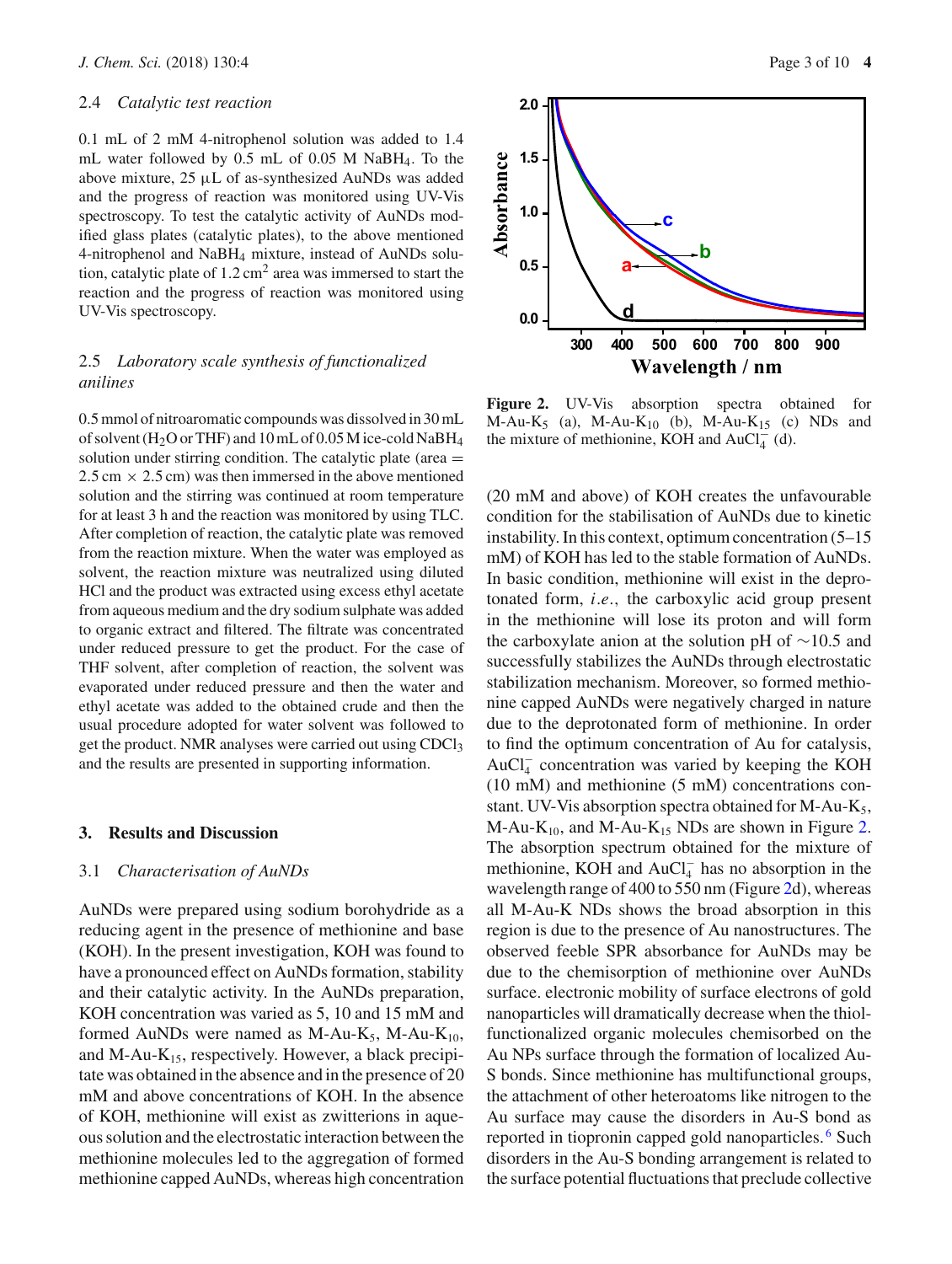### 2.4 *Catalytic test reaction*

0.1 mL of 2 mM 4-nitrophenol solution was added to 1.4 mL water followed by 0.5 mL of 0.05 M $NaBH_4$. To the above mixture, 25 μL of as-synthesized AuNDs was added and the progress of reaction was monitored using UV-Vis spectroscopy. To test the catalytic activity of AuNDs modified glass plates (catalytic plates), to the above mentioned 4-nitrophenol and $NaBH_4$ mixture, instead of AuNDs solution, catalytic plate of 1.2 $cm^2$ area was immersed to start the reaction and the progress of reaction was monitored using UV-Vis spectroscopy.

### 2.5 *Laboratory scale synthesis of functionalized anilines*

0.5 mmol of nitroaromatic compounds was dissolved in 30 mL of solvent ($H_2O$ or THF) and 10 mL of 0.05 M ice-cold $NaBH_4$ solution under stirring condition. The catalytic plate (area = 2.5 cm × 2.5 cm) was then immersed in the above mentioned solution and the stirring was continued at room temperature for at least 3 h and the reaction was monitored by using TLC. After completion of reaction, the catalytic plate was removed from the reaction mixture. When the water was employed as solvent, the reaction mixture was neutralized using diluted HCl and the product was extracted using excess ethyl acetate from aqueous medium and the dry sodium sulphate was added to organic extract and filtered. The filtrate was concentrated under reduced pressure to get the product. For the case of THF solvent, after completion of reaction, the solvent was evaporated under reduced pressure and then the water and ethyl acetate was added to the obtained crude and then the usual procedure adopted for water solvent was followed to get the product. NMR analyses were carried out using $CDCl_3$ and the results are presented in supporting information.

## 3. Results and Discussion

### 3.1 *Characterisation of AuNDs*

AuNDs were prepared using sodium borohydride as a reducing agent in the presence of methionine and base (KOH). In the present investigation, KOH was found to have a pronounced effect on AuNDs formation, stability and their catalytic activity. In the AuNDs preparation, KOH concentration was varied as 5, 10 and 15 mM and formed AuNDs were named as M-Au-$K_5$, M-Au-$K_{10}$, and M-Au-$K_{15}$, respectively. However, a black precipitate was obtained in the absence and in the presence of 20 mM and above concentrations of KOH. In the absence of KOH, methionine will exist as zwitterions in aqueous solution and the electrostatic interaction between the methionine molecules led to the aggregation of formed methionine capped AuNDs, whereas high concentration (20 mM and above) of KOH creates the unfavourable condition for the stabilisation of AuNDs due to kinetic instability. In this context, optimum concentration (5–15 mM) of KOH has led to the stable formation of AuNDs. In basic condition, methionine will exist in the deprotonated form, *i.e.*, the carboxylic acid group present in the methionine will lose its proton and will form the carboxylate anion at the solution pH of ∼10.5 and successfully stabilizes the AuNDs through electrostatic stabilization mechanism. Moreover, so formed methionine capped AuNDs were negatively charged in nature due to the deprotonated form of methionine. In order to find the optimum concentration of Au for catalysis, $AuCl_4^-$ concentration was varied by keeping the KOH (10 mM) and methionine (5 mM) concentrations constant. UV-Vis absorption spectra obtained for M-Au-$K_5$, M-Au-$K_{10}$, and M-Au-$K_{15}$ NDs are shown in Figure 2. The absorption spectrum obtained for the mixture of methionine, KOH and $AuCl_4^-$ has no absorption in the wavelength range of 400 to 550 nm (Figure 2d), whereas all M-Au-K NDs shows the broad absorption in this region is due to the presence of Au nanostructures. The observed feeble SPR absorbance for AuNDs may be due to the chemisorption of methionine over AuNDs surface. electronic mobility of surface electrons of gold nanoparticles will dramatically decrease when the thiol-functionalized organic molecules chemisorbed on the Au NPs surface through the formation of localized Au-S bonds. Since methionine has multifunctional groups, the attachment of other heteroatoms like nitrogen to the Au surface may cause the disorders in Au-S bond as reported in tiopronin capped gold nanoparticles.[6] Such disorders in the Au-S bonding arrangement is related to the surface potential fluctuations that preclude collective

**Figure 2.** UV-Vis absorption spectra obtained for M-Au-$K_5$ (a), M-Au-$K_{10}$ (b), M-Au-$K_{15}$ (c) NDs and the mixture of methionine, KOH and $AuCl_4^-$ (d).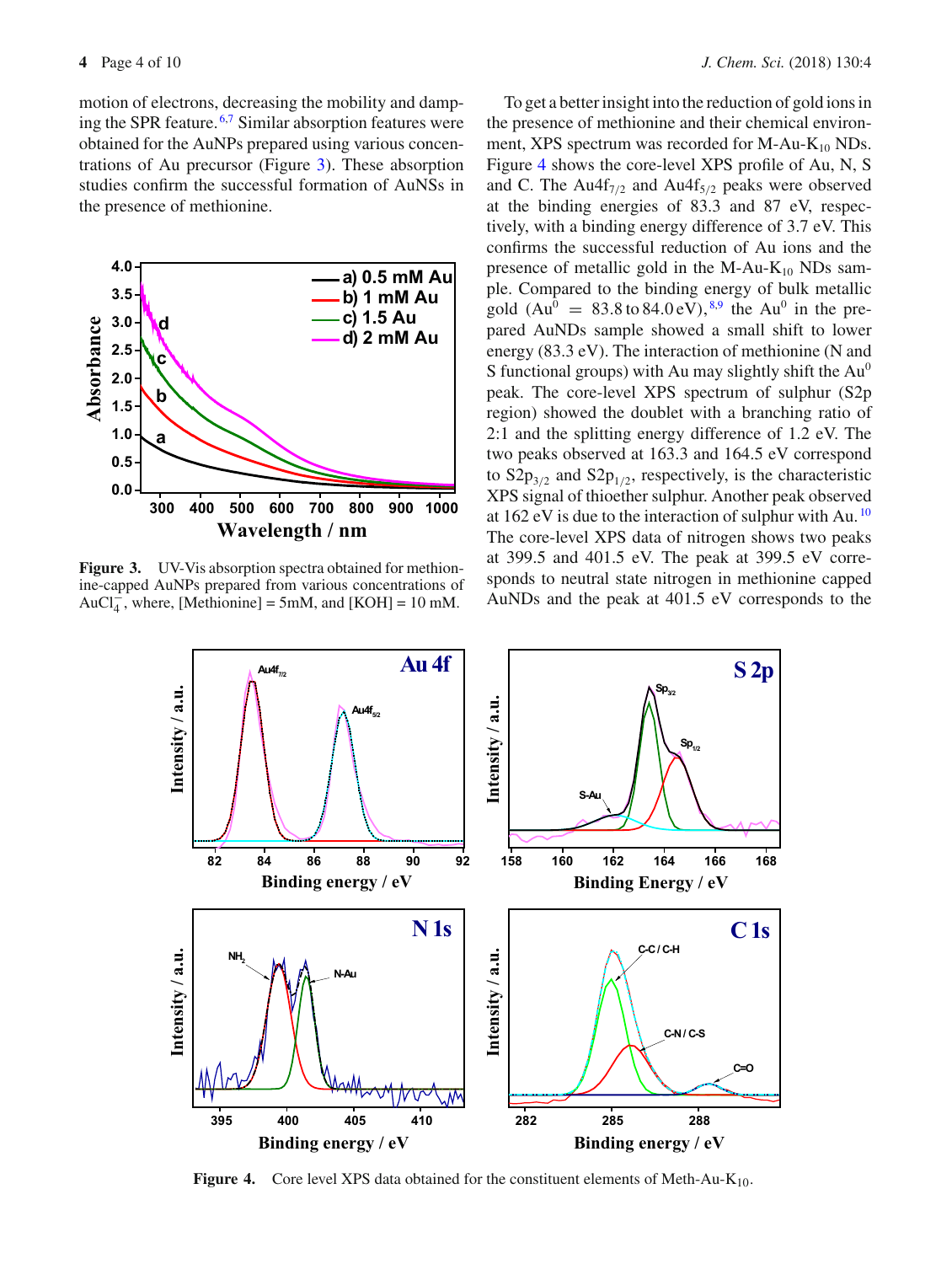motion of electrons, decreasing the mobility and damping the SPR feature.[6,7] Similar absorption features were obtained for the AuNPs prepared using various concentrations of Au precursor (Figure 3). These absorption studies confirm the successful formation of AuNSs in the presence of methionine.

**Figure 3.** UV-Vis absorption spectra obtained for methionine-capped AuNPs prepared from various concentrations of $AuCl_4^-$, where, [Methionine] = 5mM, and [KOH] = 10 mM.

To get a better insight into the reduction of gold ions in the presence of methionine and their chemical environment, XPS spectrum was recorded for M-Au-$K_{10}$ NDs. Figure 4 shows the core-level XPS profile of Au, N, S and C. The Au4$f_{7/2}$ and Au4$f_{5/2}$ peaks were observed at the binding energies of 83.3 and 87 eV, respectively, with a binding energy difference of 3.7 eV. This confirms the successful reduction of Au ions and the presence of metallic gold in the M-Au-$K_{10}$ NDs sample. Compared to the binding energy of bulk metallic gold ($Au^0$ = 83.8 to 84.0 eV),[8,9] the $Au^0$ in the prepared AuNDs sample showed a small shift to lower energy (83.3 eV). The interaction of methionine (N and S functional groups) with Au may slightly shift the $Au^0$ peak. The core-level XPS spectrum of sulphur (S2p region) showed the doublet with a branching ratio of 2:1 and the splitting energy difference of 1.2 eV. The two peaks observed at 163.3 and 164.5 eV correspond to S2$p_{3/2}$ and S2$p_{1/2}$, respectively, is the characteristic XPS signal of thioether sulphur. Another peak observed at 162 eV is due to the interaction of sulphur with Au.[10] The core-level XPS data of nitrogen shows two peaks at 399.5 and 401.5 eV. The peak at 399.5 eV corresponds to neutral state nitrogen in methionine capped AuNDs and the peak at 401.5 eV corresponds to the

**Figure 4.** Core level XPS data obtained for the constituent elements of Meth-Au-$K_{10}$.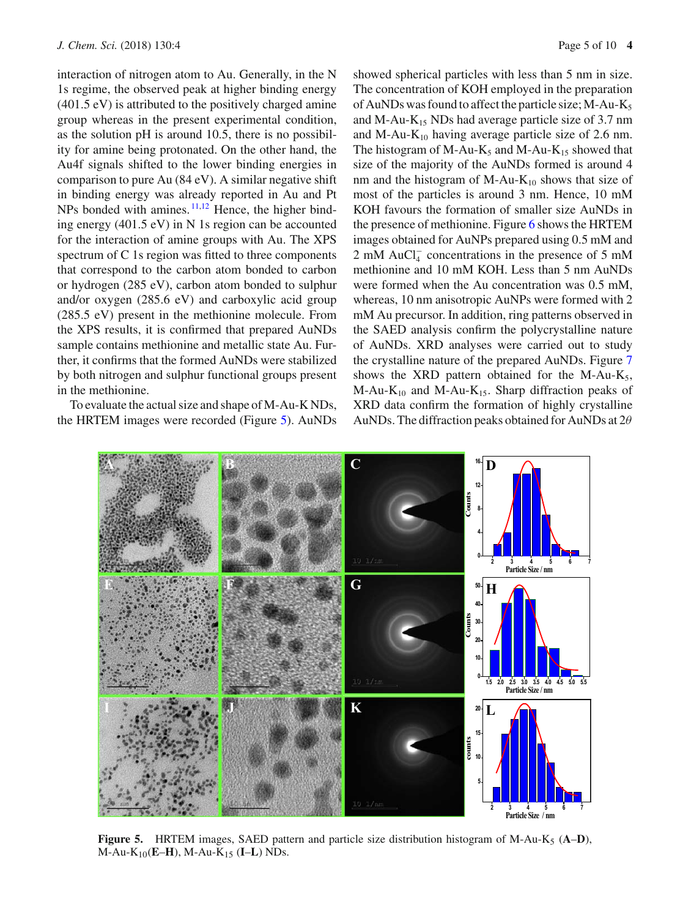interaction of nitrogen atom to Au. Generally, in the N 1s regime, the observed peak at higher binding energy (401.5 eV) is attributed to the positively charged amine group whereas in the present experimental condition, as the solution pH is around 10.5, there is no possibility for amine being protonated. On the other hand, the Au4f signals shifted to the lower binding energies in comparison to pure Au (84 eV). A similar negative shift in binding energy was already reported in Au and Pt NPs bonded with amines.[11,12] Hence, the higher binding energy (401.5 eV) in N 1s region can be accounted for the interaction of amine groups with Au. The XPS spectrum of C 1s region was fitted to three components that correspond to the carbon atom bonded to carbon or hydrogen (285 eV), carbon atom bonded to sulphur and/or oxygen (285.6 eV) and carboxylic acid group (285.5 eV) present in the methionine molecule. From the XPS results, it is confirmed that prepared AuNDs sample contains methionine and metallic state Au. Further, it confirms that the formed AuNDs were stabilized by both nitrogen and sulphur functional groups present in the methionine.

To evaluate the actual size and shape of M-Au-K NDs, the HRTEM images were recorded (Figure 5). AuNDs showed spherical particles with less than 5 nm in size. The concentration of KOH employed in the preparation of AuNDs was found to affect the particle size; M-Au-$K_5$ and M-Au-$K_{15}$ NDs had average particle size of 3.7 nm and M-Au-$K_{10}$ having average particle size of 2.6 nm. The histogram of M-Au-$K_5$ and M-Au-$K_{15}$ showed that size of the majority of the AuNDs formed is around 4 nm and the histogram of M-Au-$K_{10}$ shows that size of most of the particles is around 3 nm. Hence, 10 mM KOH favours the formation of smaller size AuNDs in the presence of methionine. Figure 6 shows the HRTEM images obtained for AuNPs prepared using 0.5 mM and 2 mM $AuCl_4^-$ concentrations in the presence of 5 mM methionine and 10 mM KOH. Less than 5 nm AuNDs were formed when the Au concentration was 0.5 mM, whereas, 10 nm anisotropic AuNPs were formed with 2 mM Au precursor. In addition, ring patterns observed in the SAED analysis confirm the polycrystalline nature of AuNDs. XRD analyses were carried out to study the crystalline nature of the prepared AuNDs. Figure 7 shows the XRD pattern obtained for the M-Au-$K_5$, M-Au-$K_{10}$ and M-Au-$K_{15}$. Sharp diffraction peaks of XRD data confirm the formation of highly crystalline AuNDs. The diffraction peaks obtained for AuNDs at $2\theta$

**Figure 5.** HRTEM images, SAED pattern and particle size distribution histogram of M-Au-$K_5$ (**A–D**), M-Au-$K_{10}$(**E–H**), M-Au-$K_{15}$ (**I–L**) NDs.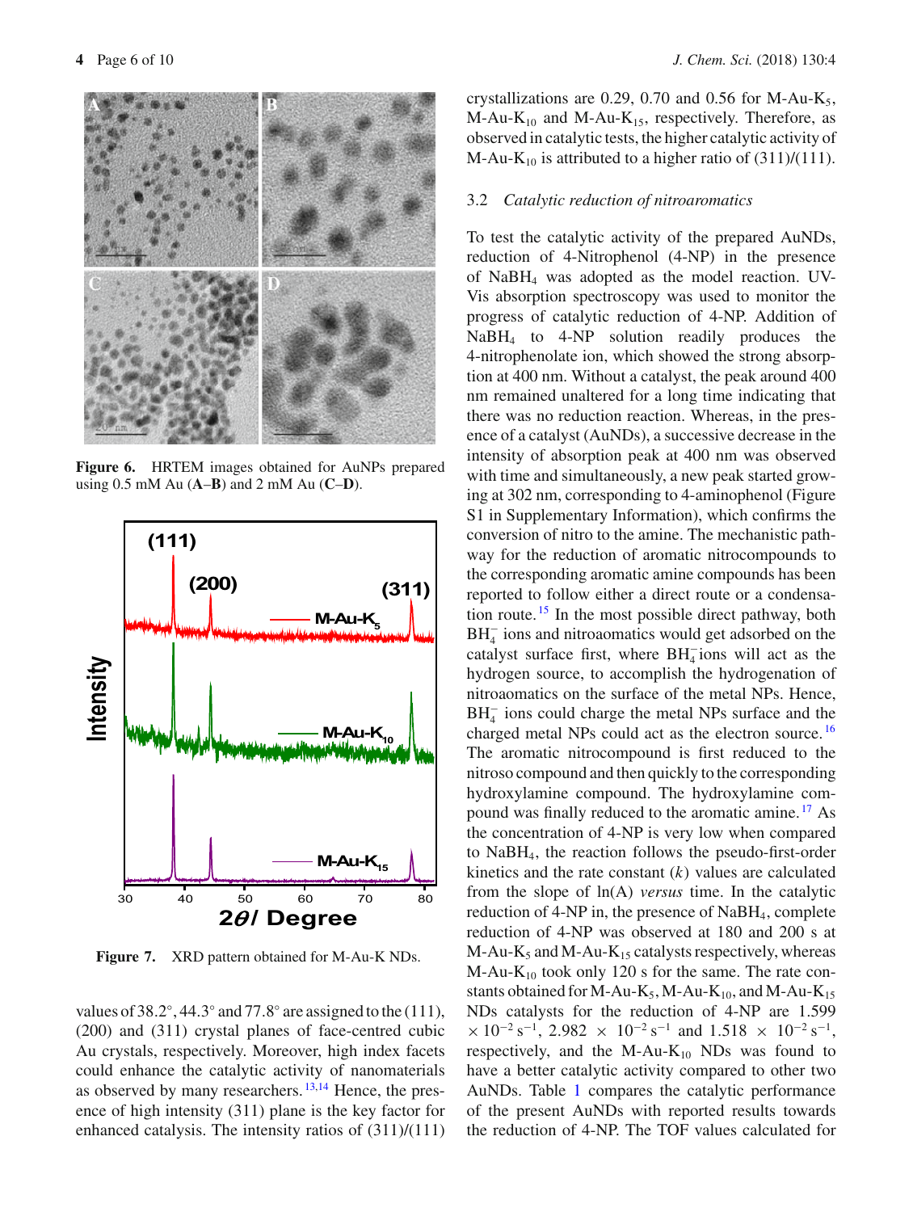Figure 6. HRTEM images obtained for AuNPs prepared using 0.5 mM Au (**A**–**B**) and 2 mM Au (**C**–**D**).

Figure 7. XRD pattern obtained for M-Au-K NDs.

values of 38.2°, 44.3° and 77.8° are assigned to the (111), (200) and (311) crystal planes of face-centred cubic Au crystals, respectively. Moreover, high index facets could enhance the catalytic activity of nanomaterials as observed by many researchers.[13,14] Hence, the presence of high intensity (311) plane is the key factor for enhanced catalysis. The intensity ratios of (311)/(111) crystallizations are 0.29, 0.70 and 0.56 for M-Au-$K_5$, M-Au-$K_{10}$ and M-Au-$K_{15}$, respectively. Therefore, as observed in catalytic tests, the higher catalytic activity of M-Au-$K_{10}$ is attributed to a higher ratio of (311)/(111).

### 3.2 *Catalytic reduction of nitroaromatics*

To test the catalytic activity of the prepared AuNDs, reduction of 4-Nitrophenol (4-NP) in the presence of $NaBH_4$ was adopted as the model reaction. UV-Vis absorption spectroscopy was used to monitor the progress of catalytic reduction of 4-NP. Addition of $NaBH_4$ to 4-NP solution readily produces the 4-nitrophenolate ion, which showed the strong absorption at 400 nm. Without a catalyst, the peak around 400 nm remained unaltered for a long time indicating that there was no reduction reaction. Whereas, in the presence of a catalyst (AuNDs), a successive decrease in the intensity of absorption peak at 400 nm was observed with time and simultaneously, a new peak started growing at 302 nm, corresponding to 4-aminophenol (Figure S1 in Supplementary Information), which confirms the conversion of nitro to the amine. The mechanistic pathway for the reduction of aromatic nitrocompounds to the corresponding aromatic amine compounds has been reported to follow either a direct route or a condensation route.[15] In the most possible direct pathway, both $BH_4^-$ ions and nitroaomatics would get adsorbed on the catalyst surface first, where $BH_4^-$ ions will act as the hydrogen source, to accomplish the hydrogenation of nitroaomatics on the surface of the metal NPs. Hence, $BH_4^-$ ions could charge the metal NPs surface and the charged metal NPs could act as the electron source.[16] The aromatic nitrocompound is first reduced to the nitroso compound and then quickly to the corresponding hydroxylamine compound. The hydroxylamine compound was finally reduced to the aromatic amine.[17] As the concentration of 4-NP is very low when compared to $NaBH_4$, the reaction follows the pseudo-first-order kinetics and the rate constant ($k$) values are calculated from the slope of ln(A) *versus* time. In the catalytic reduction of 4-NP in, the presence of $NaBH_4$, complete reduction of 4-NP was observed at 180 and 200 s at M-Au-$K_5$ and M-Au-$K_{15}$ catalysts respectively, whereas M-Au-$K_{10}$ took only 120 s for the same. The rate constants obtained for M-Au-$K_5$, M-Au-$K_{10}$, and M-Au-$K_{15}$ NDs catalysts for the reduction of 4-NP are $1.599 \times 10^{-2}\ s^{-1}$, $2.982 \times 10^{-2}\ s^{-1}$ and $1.518 \times 10^{-2}\ s^{-1}$, respectively, and the M-Au-$K_{10}$ NDs was found to have a better catalytic activity compared to other two AuNDs. Table 1 compares the catalytic performance of the present AuNDs with reported results towards the reduction of 4-NP. The TOF values calculated for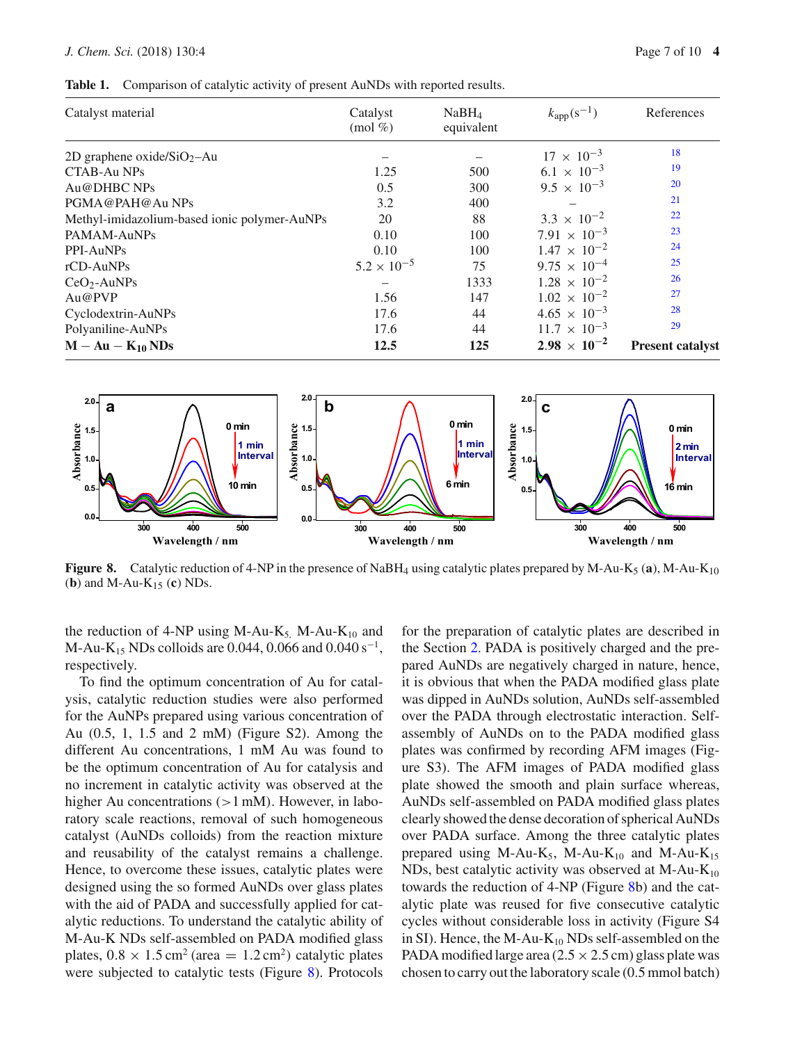**Table 1.** Comparison of catalytic activity of present AuNDs with reported results.

| Catalyst material | Catalyst (mol %) | $NaBH_4$ equivalent | $k_{app}$ ($s^{-1}$) | References |
|---|---|---|---|---|
| 2D graphene oxide/$SiO_2$–Au | – | – | $17 \times 10^{-3}$ | 18 |
| CTAB-Au NPs | 1.25 | 500 | $6.1 \times 10^{-3}$ | 19 |
| Au@DHBC NPs | 0.5 | 300 | $9.5 \times 10^{-3}$ | 20 |
| PGMA@PAH@Au NPs | 3.2 | 400 | – | 21 |
| Methyl-imidazolium-based ionic polymer-AuNPs | 20 | 88 | $3.3 \times 10^{-2}$ | 22 |
| PAMAM-AuNPs | 0.10 | 100 | $7.91 \times 10^{-3}$ | 23 |
| PPI-AuNPs | 0.10 | 100 | $1.47 \times 10^{-2}$ | 24 |
| rCD-AuNPs | $5.2 \times 10^{-5}$ | 75 | $9.75 \times 10^{-4}$ | 25 |
| $CeO_2$-AuNPs | – | 1333 | $1.28 \times 10^{-2}$ | 26 |
| Au@PVP | 1.56 | 147 | $1.02 \times 10^{-2}$ | 27 |
| Cyclodextrin-AuNPs | 17.6 | 44 | $4.65 \times 10^{-3}$ | 28 |
| Polyaniline-AuNPs | 17.6 | 44 | $11.7 \times 10^{-3}$ | 29 |
| **M − Au − $K_{10}$ NDs** | **12.5** | **125** | **$2.98 \times 10^{-2}$** | **Present catalyst** |

**Figure 8.** Catalytic reduction of 4-NP in the presence of $NaBH_4$ using catalytic plates prepared by M-Au-$K_5$ (**a**), M-Au-$K_{10}$ (**b**) and M-Au-$K_{15}$ (**c**) NDs.

the reduction of 4-NP using M-Au-$K_5$, M-Au-$K_{10}$ and M-Au-$K_{15}$ NDs colloids are 0.044, 0.066 and 0.040 $s^{-1}$, respectively.

To find the optimum concentration of Au for catalysis, catalytic reduction studies were also performed for the AuNPs prepared using various concentration of Au (0.5, 1, 1.5 and 2 mM) (Figure S2). Among the different Au concentrations, 1 mM Au was found to be the optimum concentration of Au for catalysis and no increment in catalytic activity was observed at the higher Au concentrations (>1 mM). However, in laboratory scale reactions, removal of such homogeneous catalyst (AuNDs colloids) from the reaction mixture and reusability of the catalyst remains a challenge. Hence, to overcome these issues, catalytic plates were designed using the so formed AuNDs over glass plates with the aid of PADA and successfully applied for catalytic reductions. To understand the catalytic ability of M-Au-K NDs self-assembled on PADA modified glass plates, $0.8 \times 1.5\ cm^2$ (area = $1.2\ cm^2$) catalytic plates were subjected to catalytic tests (Figure 8). Protocols for the preparation of catalytic plates are described in the Section 2. PADA is positively charged and the prepared AuNDs are negatively charged in nature, hence, it is obvious that when the PADA modified glass plate was dipped in AuNDs solution, AuNDs self-assembled over the PADA through electrostatic interaction. Self-assembly of AuNDs on to the PADA modified glass plates was confirmed by recording AFM images (Figure S3). The AFM images of PADA modified glass plate showed the smooth and plain surface whereas, AuNDs self-assembled on PADA modified glass plates clearly showed the dense decoration of spherical AuNDs over PADA surface. Among the three catalytic plates prepared using M-Au-$K_5$, M-Au-$K_{10}$ and M-Au-$K_{15}$ NDs, best catalytic activity was observed at M-Au-$K_{10}$ towards the reduction of 4-NP (Figure 8b) and the catalytic plate was reused for five consecutive catalytic cycles without considerable loss in activity (Figure S4 in SI). Hence, the M-Au-$K_{10}$ NDs self-assembled on the PADA modified large area (2.5 × 2.5 cm) glass plate was chosen to carry out the laboratory scale (0.5 mmol batch)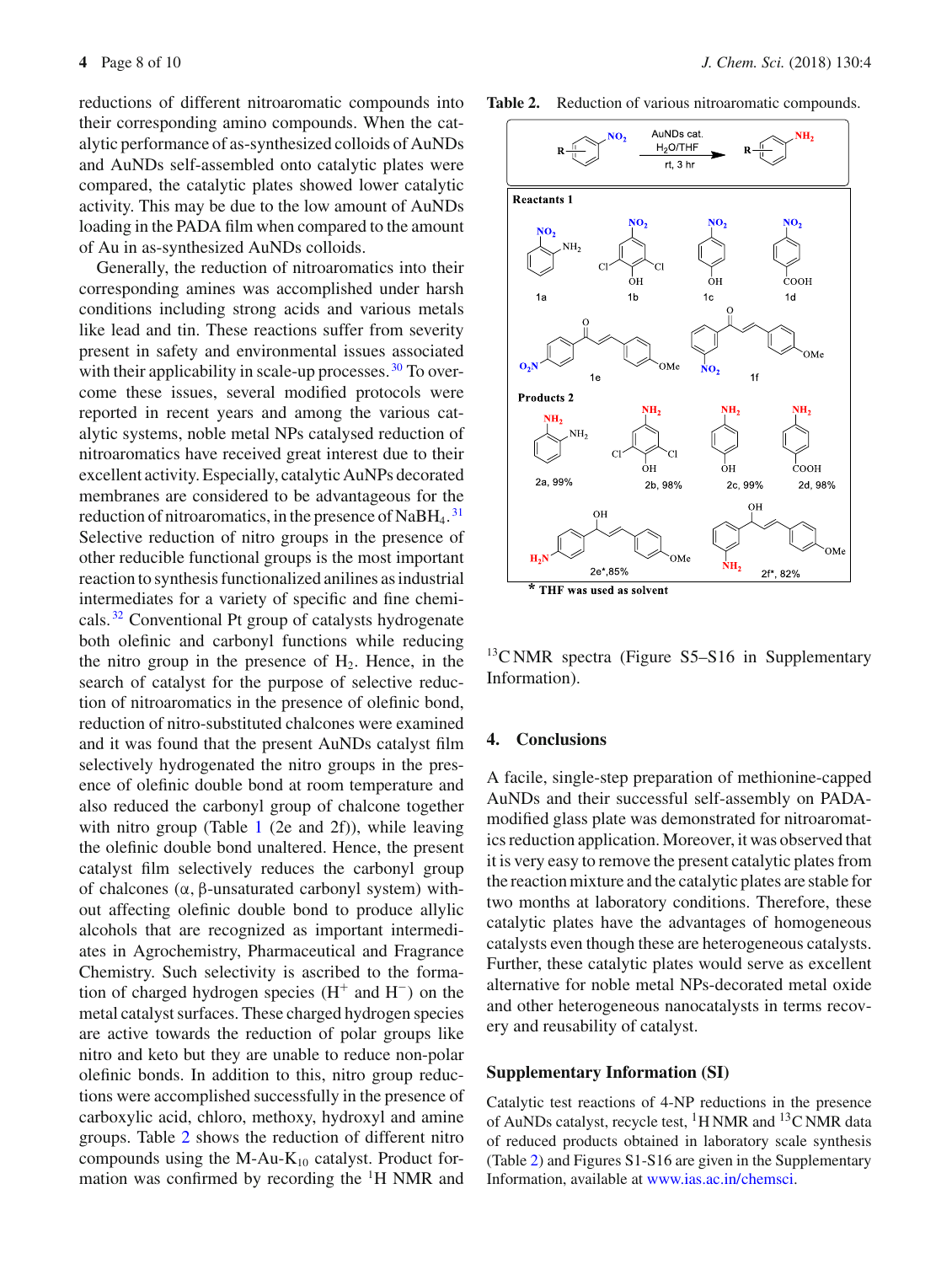reductions of different nitroaromatic compounds into their corresponding amino compounds. When the catalytic performance of as-synthesized colloids of AuNDs and AuNDs self-assembled onto catalytic plates were compared, the catalytic plates showed lower catalytic activity. This may be due to the low amount of AuNDs loading in the PADA film when compared to the amount of Au in as-synthesized AuNDs colloids.

Generally, the reduction of nitroaromatics into their corresponding amines was accomplished under harsh conditions including strong acids and various metals like lead and tin. These reactions suffer from severity present in safety and environmental issues associated with their applicability in scale-up processes.[30] To overcome these issues, several modified protocols were reported in recent years and among the various catalytic systems, noble metal NPs catalysed reduction of nitroaromatics have received great interest due to their excellent activity. Especially, catalytic AuNPs decorated membranes are considered to be advantageous for the reduction of nitroaromatics, in the presence of $NaBH_4$.[31] Selective reduction of nitro groups in the presence of other reducible functional groups is the most important reaction to synthesis functionalized anilines as industrial intermediates for a variety of specific and fine chemicals.[32] Conventional Pt group of catalysts hydrogenate both olefinic and carbonyl functions while reducing the nitro group in the presence of $H_2$. Hence, in the search of catalyst for the purpose of selective reduction of nitroaromatics in the presence of olefinic bond, reduction of nitro-substituted chalcones were examined and it was found that the present AuNDs catalyst film selectively hydrogenated the nitro groups in the presence of olefinic double bond at room temperature and also reduced the carbonyl group of chalcone together with nitro group (Table 1 (2e and 2f)), while leaving the olefinic double bond unaltered. Hence, the present catalyst film selectively reduces the carbonyl group of chalcones (α, β-unsaturated carbonyl system) without affecting olefinic double bond to produce allylic alcohols that are recognized as important intermediates in Agrochemistry, Pharmaceutical and Fragrance Chemistry. Such selectivity is ascribed to the formation of charged hydrogen species ($H^+$ and $H^-$) on the metal catalyst surfaces. These charged hydrogen species are active towards the reduction of polar groups like nitro and keto but they are unable to reduce non-polar olefinic bonds. In addition to this, nitro group reductions were accomplished successfully in the presence of carboxylic acid, chloro, methoxy, hydroxyl and amine groups. Table 2 shows the reduction of different nitro compounds using the M-Au-$K_{10}$ catalyst. Product formation was confirmed by recording the $^1$H NMR and $^{13}$C NMR spectra (Figure S5–S16 in Supplementary Information).

**Table 2.** Reduction of various nitroaromatic compounds.

Reaction: R-C$_6$H$_4$-NO$_2$ → R-C$_6$H$_4$-NH$_2$ (AuNDs cat., $H_2O$/THF, rt, 3 hr)

**Reactants 1**

| Reactant | Structure |
|---|---|
| 1a | 2-nitroaniline |
| 1b | 2,6-dichloro-4-nitrophenol |
| 1c | 4-nitrophenol |
| 1d | 4-nitrobenzoic acid |
| 1e | 4′-nitro chalcone with 4-OMe |
| 1f | 2′-nitro chalcone with 4-OMe |

**Products 2**

| Product | Structure | Yield |
|---|---|---|
| 2a | o-phenylenediamine | 99% |
| 2b | 4-amino-2,6-dichlorophenol | 98% |
| 2c | 4-aminophenol | 99% |
| 2d | 4-aminobenzoic acid | 98% |
| 2e* | 4-amino allylic alcohol with 4-OMe | 85% |
| 2f* | 2-amino allylic alcohol with 4-OMe | 82% |

\* THF was used as solvent

## 4. Conclusions

A facile, single-step preparation of methionine-capped AuNDs and their successful self-assembly on PADA-modified glass plate was demonstrated for nitroaromatics reduction application. Moreover, it was observed that it is very easy to remove the present catalytic plates from the reaction mixture and the catalytic plates are stable for two months at laboratory conditions. Therefore, these catalytic plates have the advantages of homogeneous catalysts even though these are heterogeneous catalysts. Further, these catalytic plates would serve as excellent alternative for noble metal NPs-decorated metal oxide and other heterogeneous nanocatalysts in terms recovery and reusability of catalyst.

## Supplementary Information (SI)

Catalytic test reactions of 4-NP reductions in the presence of AuNDs catalyst, recycle test, $^1$H NMR and $^{13}$C NMR data of reduced products obtained in laboratory scale synthesis (Table 2) and Figures S1-S16 are given in the Supplementary Information, available at www.ias.ac.in/chemsci.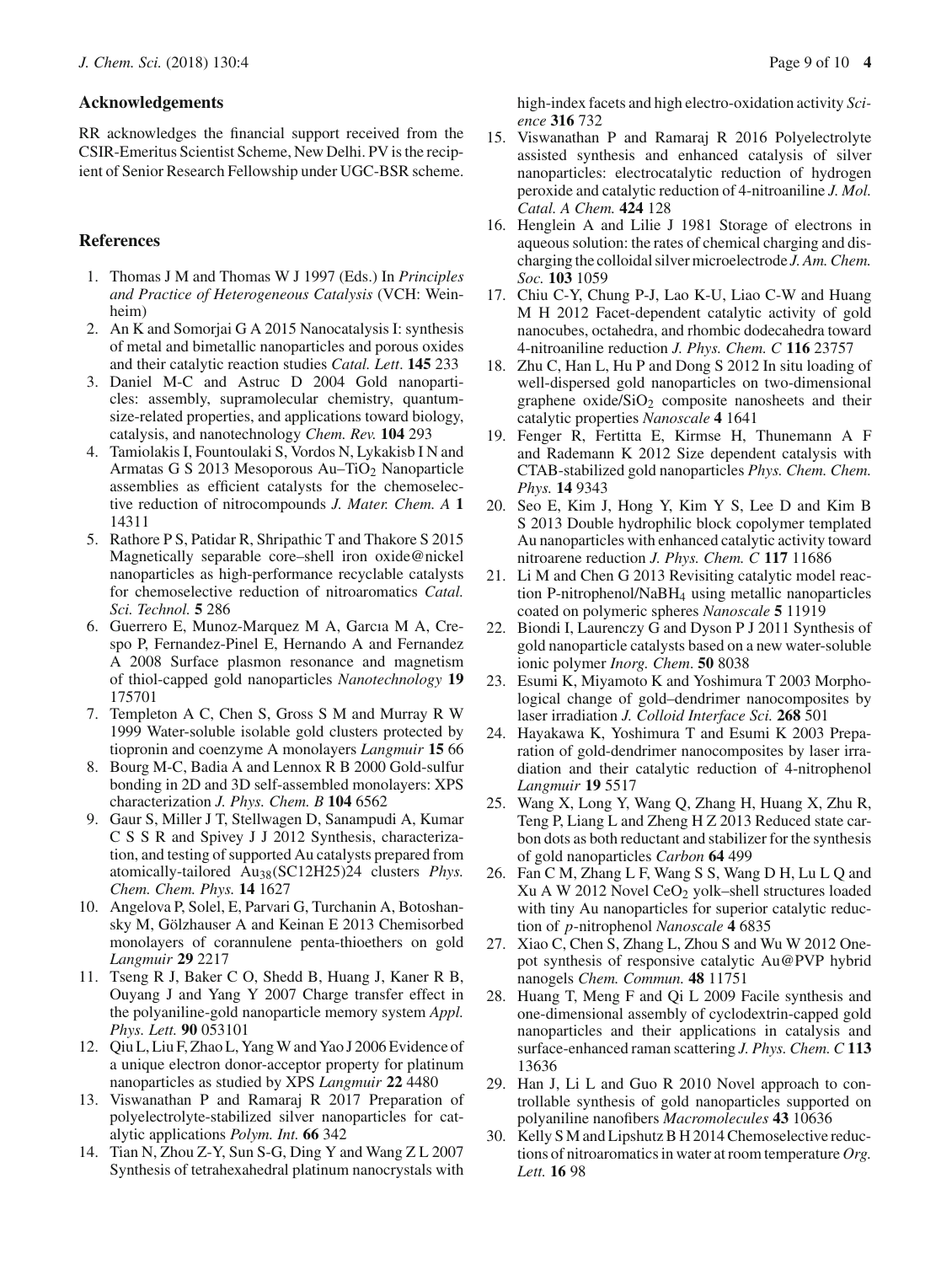## Acknowledgements

RR acknowledges the financial support received from the CSIR-Emeritus Scientist Scheme, New Delhi. PV is the recipient of Senior Research Fellowship under UGC-BSR scheme.

## References

1. Thomas J M and Thomas W J 1997 (Eds.) In *Principles and Practice of Heterogeneous Catalysis* (VCH: Weinheim)
2. An K and Somorjai G A 2015 Nanocatalysis I: synthesis of metal and bimetallic nanoparticles and porous oxides and their catalytic reaction studies *Catal. Lett*. **145** 233
3. Daniel M-C and Astruc D 2004 Gold nanoparticles: assembly, supramolecular chemistry, quantum-size-related properties, and applications toward biology, catalysis, and nanotechnology *Chem. Rev.* **104** 293
4. Tamiolakis I, Fountoulaki S, Vordos N, Lykakisb I N and Armatas G S 2013 Mesoporous Au–$TiO_2$ Nanoparticle assemblies as efficient catalysts for the chemoselective reduction of nitrocompounds *J. Mater. Chem. A* **1** 14311
5. Rathore P S, Patidar R, Shripathic T and Thakore S 2015 Magnetically separable core–shell iron oxide@nickel nanoparticles as high-performance recyclable catalysts for chemoselective reduction of nitroaromatics *Catal. Sci. Technol.* **5** 286
6. Guerrero E, Munoz-Marquez M A, Garcıa M A, Crespo P, Fernandez-Pinel E, Hernando A and Fernandez A 2008 Surface plasmon resonance and magnetism of thiol-capped gold nanoparticles *Nanotechnology* **19** 175701
7. Templeton A C, Chen S, Gross S M and Murray R W 1999 Water-soluble isolable gold clusters protected by tiopronin and coenzyme A monolayers *Langmuir* **15** 66
8. Bourg M-C, Badia A and Lennox R B 2000 Gold-sulfur bonding in 2D and 3D self-assembled monolayers: XPS characterization *J. Phys. Chem. B* **104** 6562
9. Gaur S, Miller J T, Stellwagen D, Sanampudi A, Kumar C S S R and Spivey J J 2012 Synthesis, characterization, and testing of supported Au catalysts prepared from atomically-tailored $Au_{38}(SC12H25)24$ clusters *Phys. Chem. Chem. Phys.* **14** 1627
10. Angelova P, Solel, E, Parvari G, Turchanin A, Botoshansky M, Gölzhauser A and Keinan E 2013 Chemisorbed monolayers of corannulene penta-thioethers on gold *Langmuir* **29** 2217
11. Tseng R J, Baker C O, Shedd B, Huang J, Kaner R B, Ouyang J and Yang Y 2007 Charge transfer effect in the polyaniline-gold nanoparticle memory system *Appl. Phys. Lett.* **90** 053101
12. Qiu L, Liu F, Zhao L, Yang W and Yao J 2006 Evidence of a unique electron donor-acceptor property for platinum nanoparticles as studied by XPS *Langmuir* **22** 4480
13. Viswanathan P and Ramaraj R 2017 Preparation of polyelectrolyte-stabilized silver nanoparticles for catalytic applications *Polym. Int.* **66** 342
14. Tian N, Zhou Z-Y, Sun S-G, Ding Y and Wang Z L 2007 Synthesis of tetrahexahedral platinum nanocrystals with high-index facets and high electro-oxidation activity *Science* **316** 732
15. Viswanathan P and Ramaraj R 2016 Polyelectrolyte assisted synthesis and enhanced catalysis of silver nanoparticles: electrocatalytic reduction of hydrogen peroxide and catalytic reduction of 4-nitroaniline *J. Mol. Catal. A Chem.* **424** 128
16. Henglein A and Lilie J 1981 Storage of electrons in aqueous solution: the rates of chemical charging and discharging the colloidal silver microelectrode *J. Am. Chem. Soc.* **103** 1059
17. Chiu C-Y, Chung P-J, Lao K-U, Liao C-W and Huang M H 2012 Facet-dependent catalytic activity of gold nanocubes, octahedra, and rhombic dodecahedra toward 4-nitroaniline reduction *J. Phys. Chem. C* **116** 23757
18. Zhu C, Han L, Hu P and Dong S 2012 In situ loading of well-dispersed gold nanoparticles on two-dimensional graphene oxide/$SiO_2$ composite nanosheets and their catalytic properties *Nanoscale* **4** 1641
19. Fenger R, Fertitta E, Kirmse H, Thunemann A F and Rademann K 2012 Size dependent catalysis with CTAB-stabilized gold nanoparticles *Phys. Chem. Chem. Phys.* **14** 9343
20. Seo E, Kim J, Hong Y, Kim Y S, Lee D and Kim B S 2013 Double hydrophilic block copolymer templated Au nanoparticles with enhanced catalytic activity toward nitroarene reduction *J. Phys. Chem. C* **117** 11686
21. Li M and Chen G 2013 Revisiting catalytic model reaction P-nitrophenol/$NaBH_4$ using metallic nanoparticles coated on polymeric spheres *Nanoscale* **5** 11919
22. Biondi I, Laurenczy G and Dyson P J 2011 Synthesis of gold nanoparticle catalysts based on a new water-soluble ionic polymer *Inorg. Chem*. **50** 8038
23. Esumi K, Miyamoto K and Yoshimura T 2003 Morphological change of gold–dendrimer nanocomposites by laser irradiation *J. Colloid Interface Sci.* **268** 501
24. Hayakawa K, Yoshimura T and Esumi K 2003 Preparation of gold-dendrimer nanocomposites by laser irradiation and their catalytic reduction of 4-nitrophenol *Langmuir* **19** 5517
25. Wang X, Long Y, Wang Q, Zhang H, Huang X, Zhu R, Teng P, Liang L and Zheng H Z 2013 Reduced state carbon dots as both reductant and stabilizer for the synthesis of gold nanoparticles *Carbon* **64** 499
26. Fan C M, Zhang L F, Wang S S, Wang D H, Lu L Q and Xu A W 2012 Novel $CeO_2$ yolk–shell structures loaded with tiny Au nanoparticles for superior catalytic reduction of *p*-nitrophenol *Nanoscale* **4** 6835
27. Xiao C, Chen S, Zhang L, Zhou S and Wu W 2012 One-pot synthesis of responsive catalytic Au@PVP hybrid nanogels *Chem. Commun.* **48** 11751
28. Huang T, Meng F and Qi L 2009 Facile synthesis and one-dimensional assembly of cyclodextrin-capped gold nanoparticles and their applications in catalysis and surface-enhanced raman scattering *J. Phys. Chem. C* **113** 13636
29. Han J, Li L and Guo R 2010 Novel approach to controllable synthesis of gold nanoparticles supported on polyaniline nanofibers *Macromolecules* **43** 10636
30. Kelly S M and Lipshutz B H 2014 Chemoselective reductions of nitroaromatics in water at room temperature *Org. Lett.* **16** 98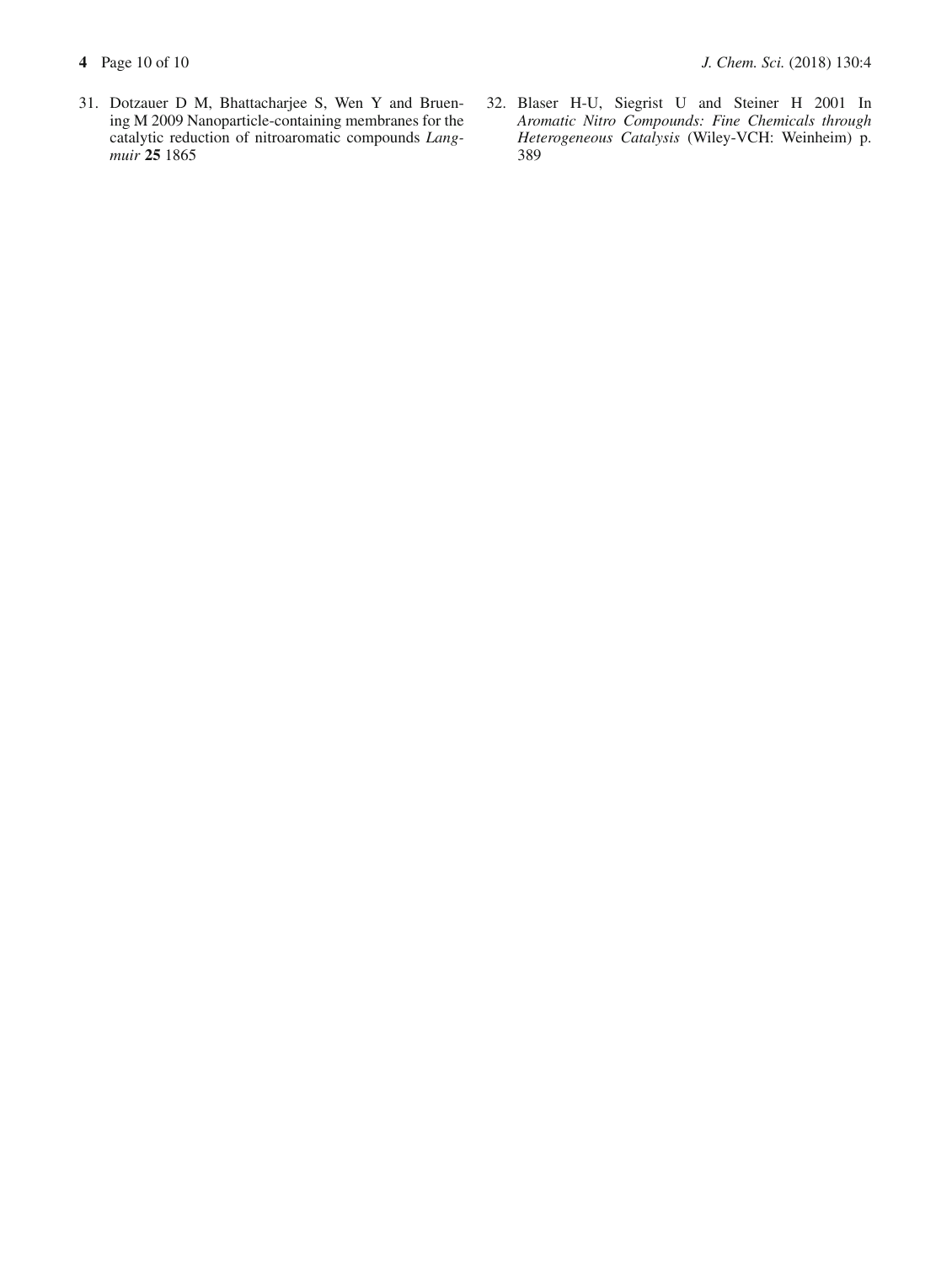31. Dotzauer D M, Bhattacharjee S, Wen Y and Bruening M 2009 Nanoparticle-containing membranes for the catalytic reduction of nitroaromatic compounds *Langmuir* **25** 1865

32. Blaser H-U, Siegrist U and Steiner H 2001 In *Aromatic Nitro Compounds: Fine Chemicals through Heterogeneous Catalysis* (Wiley-VCH: Weinheim) p. 389